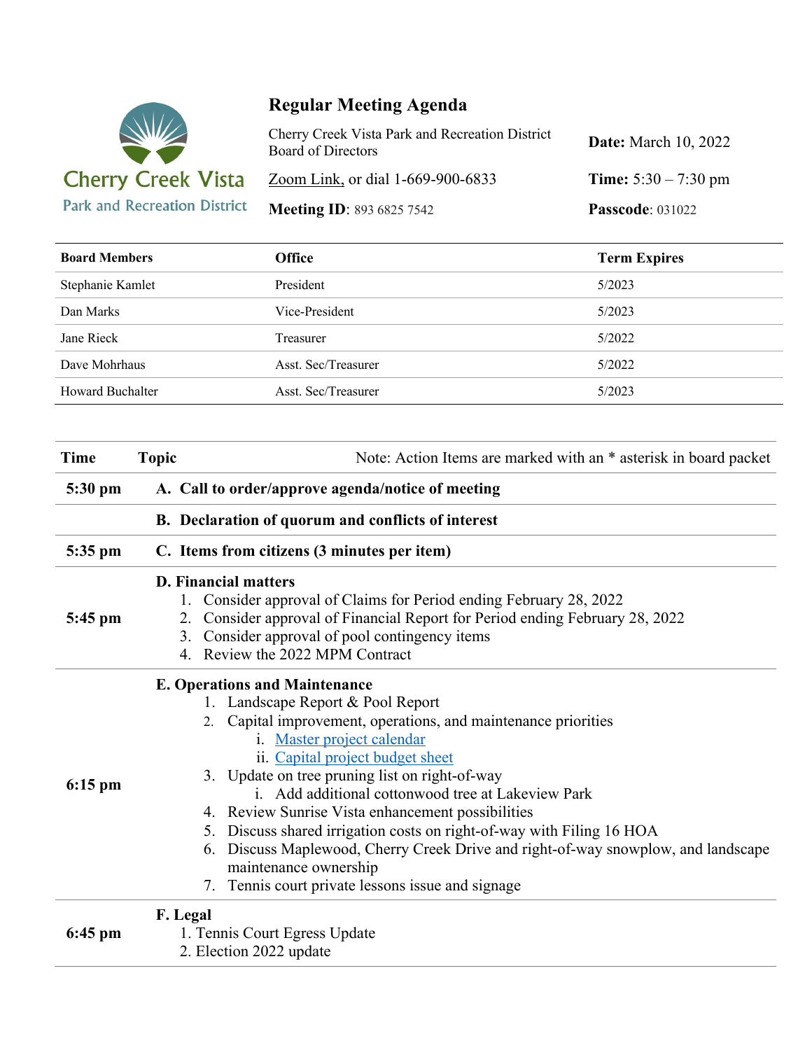Cherry Creek Vista
Park and Recreation District

# Regular Meeting Agenda

Cherry Creek Vista Park and Recreation District Board of Directors

**Date:** March 10, 2022

Zoom Link, or dial 1-669-900-6833

**Time:** 5:30 – 7:30 pm

**Meeting ID**: 893 6825 7542

**Passcode**: 031022

| Board Members | Office | Term Expires |
|---|---|---|
| Stephanie Kamlet | President | 5/2023 |
| Dan Marks | Vice-President | 5/2023 |
| Jane Rieck | Treasurer | 5/2022 |
| Dave Mohrhaus | Asst. Sec/Treasurer | 5/2022 |
| Howard Buchalter | Asst. Sec/Treasurer | 5/2023 |

| Time | Topic — Note: Action Items are marked with an * asterisk in board packet |
|---|---|
| **5:30 pm** | **A. Call to order/approve agenda/notice of meeting** |
| | **B. Declaration of quorum and conflicts of interest** |
| **5:35 pm** | **C. Items from citizens (3 minutes per item)** |
| **5:45 pm** | **D. Financial matters**<br>1. Consider approval of Claims for Period ending February 28, 2022<br>2. Consider approval of Financial Report for Period ending February 28, 2022<br>3. Consider approval of pool contingency items<br>4. Review the 2022 MPM Contract |
| **6:15 pm** | **E. Operations and Maintenance**<br>1. Landscape Report & Pool Report<br>2. Capital improvement, operations, and maintenance priorities<br>i. Master project calendar<br>ii. Capital project budget sheet<br>3. Update on tree pruning list on right-of-way<br>i. Add additional cottonwood tree at Lakeview Park<br>4. Review Sunrise Vista enhancement possibilities<br>5. Discuss shared irrigation costs on right-of-way with Filing 16 HOA<br>6. Discuss Maplewood, Cherry Creek Drive and right-of-way snowplow, and landscape maintenance ownership<br>7. Tennis court private lessons issue and signage |
| **6:45 pm** | **F. Legal**<br>1. Tennis Court Egress Update<br>2. Election 2022 update |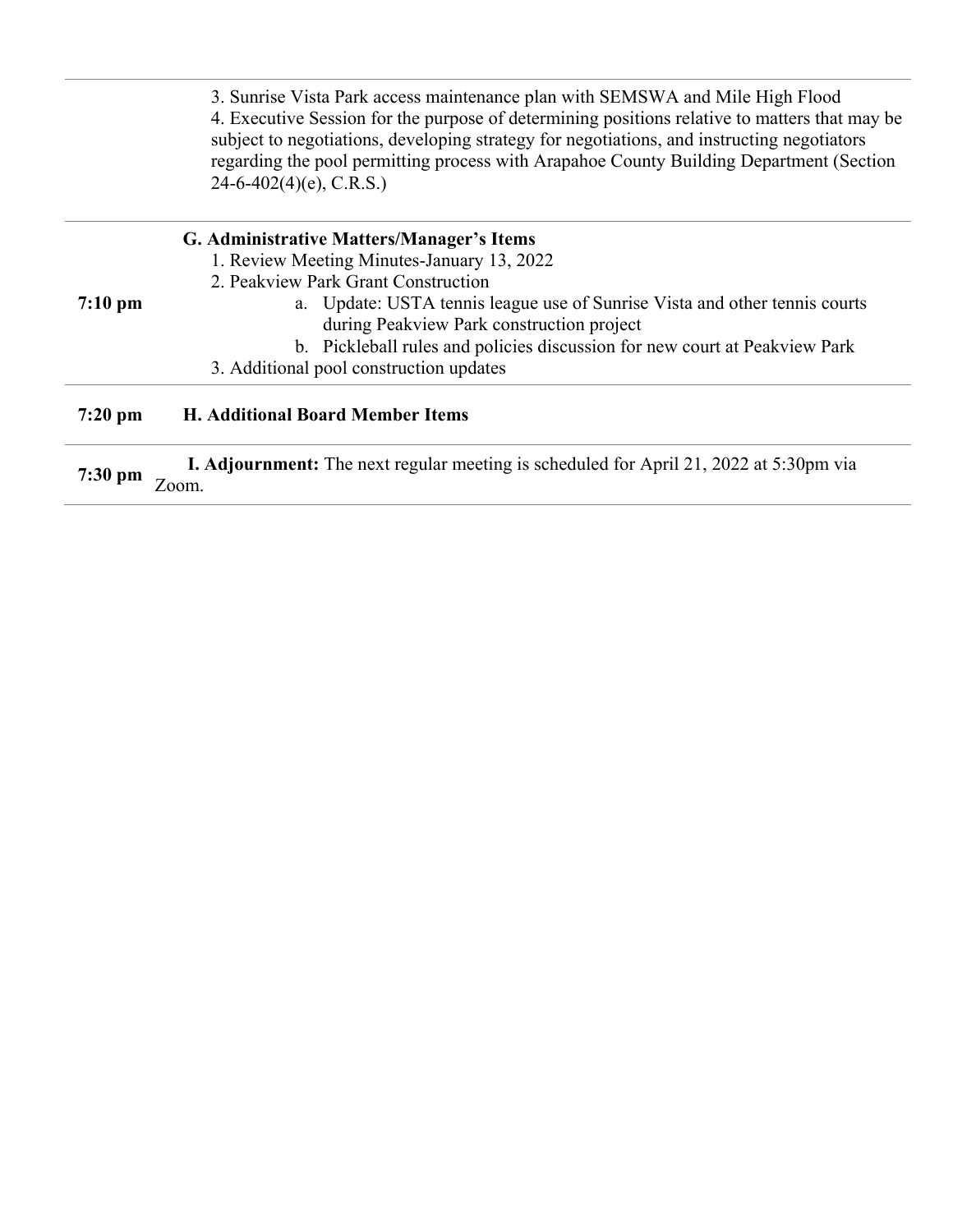| | |
|---|---|
| | 3. Sunrise Vista Park access maintenance plan with SEMSWA and Mile High Flood<br>4. Executive Session for the purpose of determining positions relative to matters that may be subject to negotiations, developing strategy for negotiations, and instructing negotiators regarding the pool permitting process with Arapahoe County Building Department (Section 24-6-402(4)(e), C.R.S.) |
| **7:10 pm** | **G. Administrative Matters/Manager's Items**<br>1. Review Meeting Minutes-January 13, 2022<br>2. Peakview Park Grant Construction<br>a. Update: USTA tennis league use of Sunrise Vista and other tennis courts during Peakview Park construction project<br>b. Pickleball rules and policies discussion for new court at Peakview Park<br>3. Additional pool construction updates |
| **7:20 pm** | **H. Additional Board Member Items** |
| **7:30 pm** | **I. Adjournment:** The next regular meeting is scheduled for April 21, 2022 at 5:30pm via Zoom. |